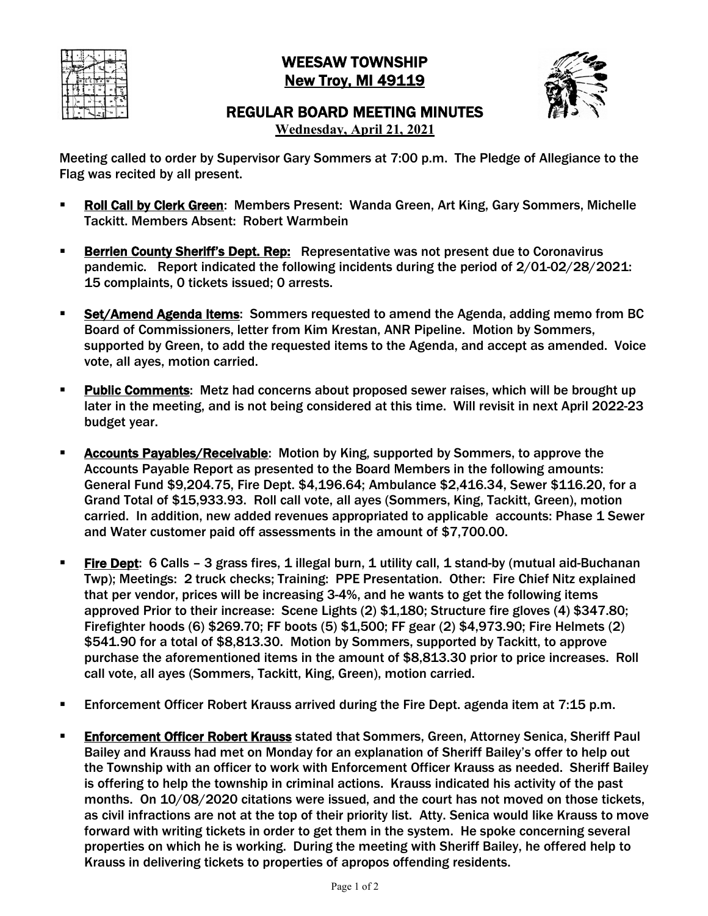# WEESAW TOWNSHIP
## New Troy, MI 49119

## REGULAR BOARD MEETING MINUTES
**Wednesday, April 21, 2021**

Meeting called to order by Supervisor Gary Sommers at 7:00 p.m. The Pledge of Allegiance to the Flag was recited by all present.

- **Roll Call by Clerk Green**: Members Present: Wanda Green, Art King, Gary Sommers, Michelle Tackitt. Members Absent: Robert Warmbein

- **Berrien County Sheriff's Dept. Rep:** Representative was not present due to Coronavirus pandemic. Report indicated the following incidents during the period of 2/01-02/28/2021: 15 complaints, 0 tickets issued; 0 arrests.

- **Set/Amend Agenda Items**: Sommers requested to amend the Agenda, adding memo from BC Board of Commissioners, letter from Kim Krestan, ANR Pipeline. Motion by Sommers, supported by Green, to add the requested items to the Agenda, and accept as amended. Voice vote, all ayes, motion carried.

- **Public Comments**: Metz had concerns about proposed sewer raises, which will be brought up later in the meeting, and is not being considered at this time. Will revisit in next April 2022-23 budget year.

- **Accounts Payables/Receivable**: Motion by King, supported by Sommers, to approve the Accounts Payable Report as presented to the Board Members in the following amounts: General Fund $9,204.75, Fire Dept. $4,196.64; Ambulance $2,416.34, Sewer $116.20, for a Grand Total of $15,933.93. Roll call vote, all ayes (Sommers, King, Tackitt, Green), motion carried. In addition, new added revenues appropriated to applicable accounts: Phase 1 Sewer and Water customer paid off assessments in the amount of $7,700.00.

- **Fire Dept**: 6 Calls – 3 grass fires, 1 illegal burn, 1 utility call, 1 stand-by (mutual aid-Buchanan Twp); Meetings: 2 truck checks; Training: PPE Presentation. Other: Fire Chief Nitz explained that per vendor, prices will be increasing 3-4%, and he wants to get the following items approved Prior to their increase: Scene Lights (2) $1,180; Structure fire gloves (4) $347.80; Firefighter hoods (6) $269.70; FF boots (5) $1,500; FF gear (2) $4,973.90; Fire Helmets (2) $541.90 for a total of $8,813.30. Motion by Sommers, supported by Tackitt, to approve purchase the aforementioned items in the amount of $8,813.30 prior to price increases. Roll call vote, all ayes (Sommers, Tackitt, King, Green), motion carried.

- Enforcement Officer Robert Krauss arrived during the Fire Dept. agenda item at 7:15 p.m.

- **Enforcement Officer Robert Krauss** stated that Sommers, Green, Attorney Senica, Sheriff Paul Bailey and Krauss had met on Monday for an explanation of Sheriff Bailey's offer to help out the Township with an officer to work with Enforcement Officer Krauss as needed. Sheriff Bailey is offering to help the township in criminal actions. Krauss indicated his activity of the past months. On 10/08/2020 citations were issued, and the court has not moved on those tickets, as civil infractions are not at the top of their priority list. Atty. Senica would like Krauss to move forward with writing tickets in order to get them in the system. He spoke concerning several properties on which he is working. During the meeting with Sheriff Bailey, he offered help to Krauss in delivering tickets to properties of apropos offending residents.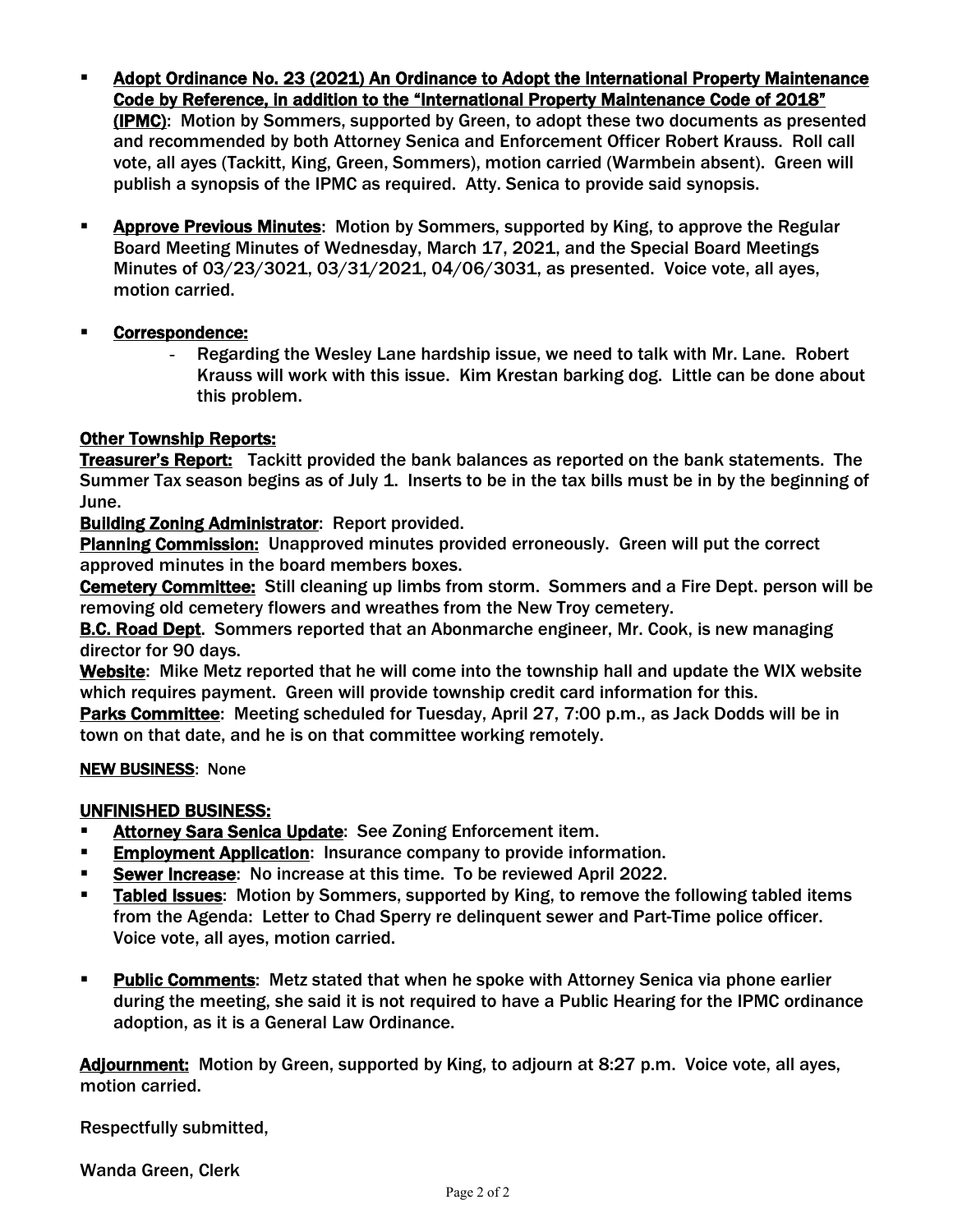- **Adopt Ordinance No. 23 (2021) An Ordinance to Adopt the International Property Maintenance Code by Reference, in addition to the "International Property Maintenance Code of 2018" (IPMC)**: Motion by Sommers, supported by Green, to adopt these two documents as presented and recommended by both Attorney Senica and Enforcement Officer Robert Krauss. Roll call vote, all ayes (Tackitt, King, Green, Sommers), motion carried (Warmbein absent). Green will publish a synopsis of the IPMC as required. Atty. Senica to provide said synopsis.

- **Approve Previous Minutes**: Motion by Sommers, supported by King, to approve the Regular Board Meeting Minutes of Wednesday, March 17, 2021, and the Special Board Meetings Minutes of 03/23/3021, 03/31/2021, 04/06/3031, as presented. Voice vote, all ayes, motion carried.

- **Correspondence:**
  - Regarding the Wesley Lane hardship issue, we need to talk with Mr. Lane. Robert Krauss will work with this issue. Kim Krestan barking dog. Little can be done about this problem.

**Other Township Reports:**

**Treasurer's Report:** Tackitt provided the bank balances as reported on the bank statements. The Summer Tax season begins as of July 1. Inserts to be in the tax bills must be in by the beginning of June.

**Building Zoning Administrator**: Report provided.

**Planning Commission:** Unapproved minutes provided erroneously. Green will put the correct approved minutes in the board members boxes.

**Cemetery Committee:** Still cleaning up limbs from storm. Sommers and a Fire Dept. person will be removing old cemetery flowers and wreathes from the New Troy cemetery.

**B.C. Road Dept**. Sommers reported that an Abonmarche engineer, Mr. Cook, is new managing director for 90 days.

**Website**: Mike Metz reported that he will come into the township hall and update the WIX website which requires payment. Green will provide township credit card information for this.

**Parks Committee**: Meeting scheduled for Tuesday, April 27, 7:00 p.m., as Jack Dodds will be in town on that date, and he is on that committee working remotely.

**NEW BUSINESS**: None

**UNFINISHED BUSINESS:**

- **Attorney Sara Senica Update**: See Zoning Enforcement item.
- **Employment Application**: Insurance company to provide information.
- **Sewer Increase**: No increase at this time. To be reviewed April 2022.
- **Tabled Issues**: Motion by Sommers, supported by King, to remove the following tabled items from the Agenda: Letter to Chad Sperry re delinquent sewer and Part-Time police officer. Voice vote, all ayes, motion carried.

- **Public Comments**: Metz stated that when he spoke with Attorney Senica via phone earlier during the meeting, she said it is not required to have a Public Hearing for the IPMC ordinance adoption, as it is a General Law Ordinance.

**Adjournment:** Motion by Green, supported by King, to adjourn at 8:27 p.m. Voice vote, all ayes, motion carried.

Respectfully submitted,

Wanda Green, Clerk